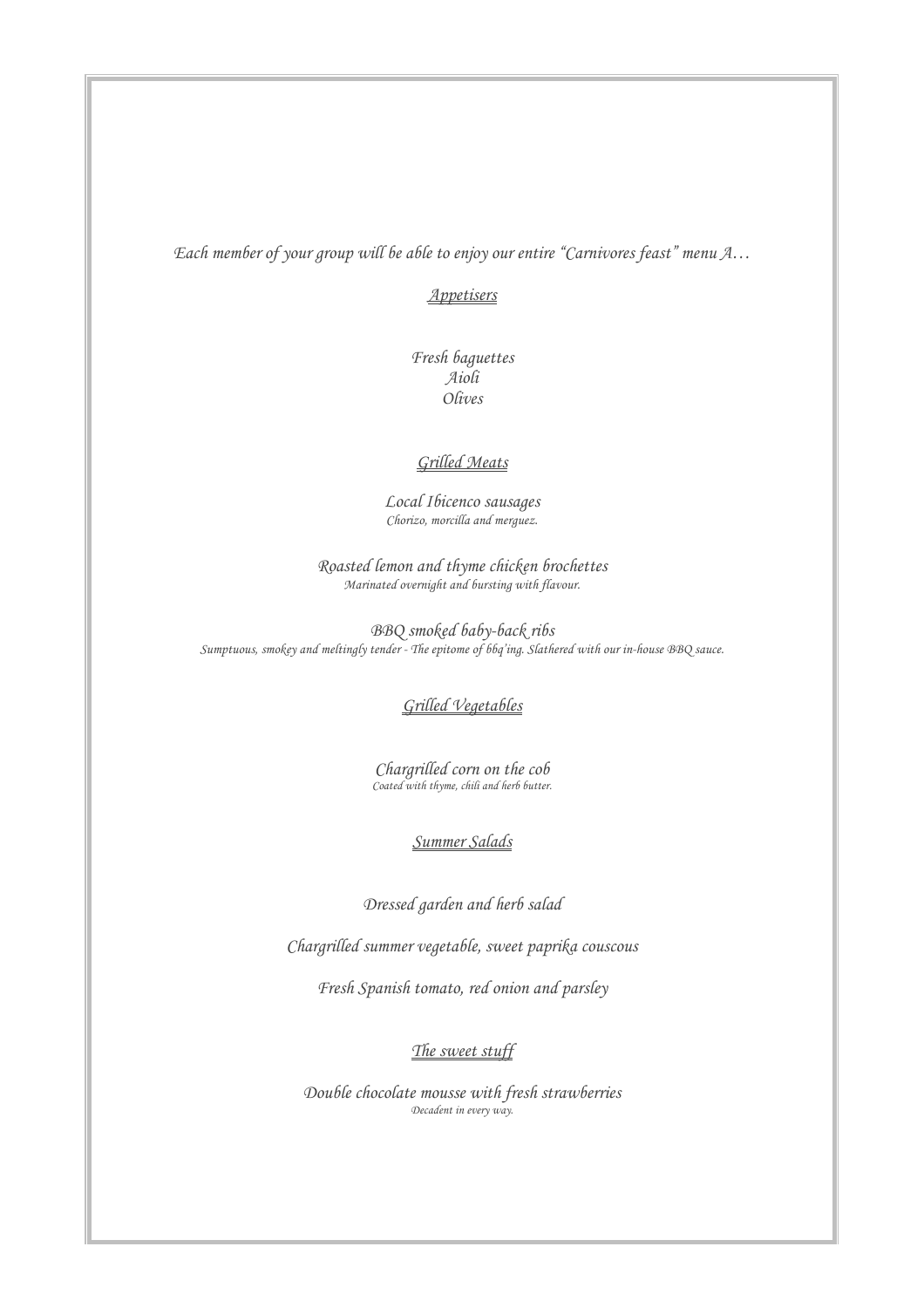*Each member of your group will be able to enjoy our entire "Carnivores feast" menu A…*

## *Appetisers*

*Fresh baguettes*
*Aioli*
*Olives*

## *Grilled Meats*

*Local Ibicenco sausages*
*Chorizo, morcilla and merguez.*

*Roasted lemon and thyme chicken brochettes*
*Marinated overnight and bursting with flavour.*

*BBQ smoked baby-back ribs*
*Sumptuous, smokey and meltingly tender - The epitome of bbq'ing. Slathered with our in-house BBQ sauce.*

## *Grilled Vegetables*

*Chargrilled corn on the cob*
*Coated with thyme, chili and herb butter.*

## *Summer Salads*

*Dressed garden and herb salad*

*Chargrilled summer vegetable, sweet paprika couscous*

*Fresh Spanish tomato, red onion and parsley*

## *The sweet stuff*

*Double chocolate mousse with fresh strawberries*
*Decadent in every way.*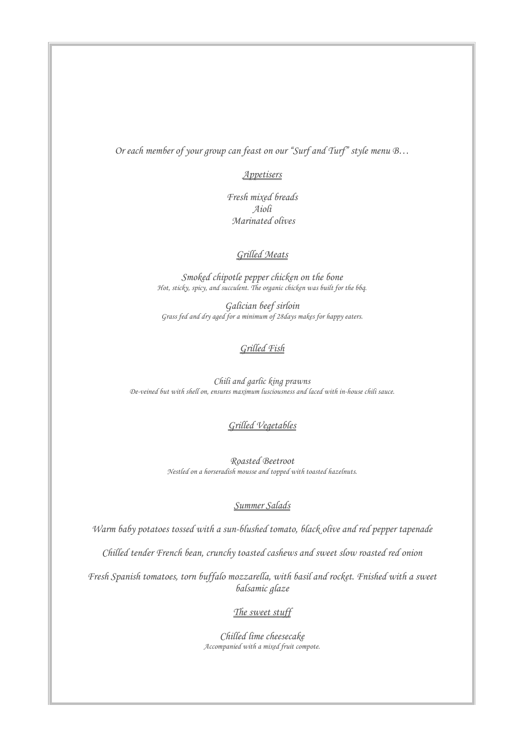*Or each member of your group can feast on our "Surf and Turf" style menu B…*

## *Appetisers*

*Fresh mixed breads*
*Aioli*
*Marinated olives*

## *Grilled Meats*

*Smoked chipotle pepper chicken on the bone*
*Hot, sticky, spicy, and succulent. The organic chicken was built for the bbq.*

*Galician beef sirloin*
*Grass fed and dry aged for a minimum of 28days makes for happy eaters.*

## *Grilled Fish*

*Chili and garlic king prawns*
*De-veined but with shell on, ensures maximum lusciousness and laced with in-house chili sauce.*

## *Grilled Vegetables*

*Roasted Beetroot*
*Nestled on a horseradish mousse and topped with toasted hazelnuts.*

## *Summer Salads*

*Warm baby potatoes tossed with a sun-blushed tomato, black olive and red pepper tapenade*

*Chilled tender French bean, crunchy toasted cashews and sweet slow roasted red onion*

*Fresh Spanish tomatoes, torn buffalo mozzarella, with basil and rocket. Fnished with a sweet balsamic glaze*

## *The sweet stuff*

*Chilled lime cheesecake*
*Accompanied with a mixed fruit compote.*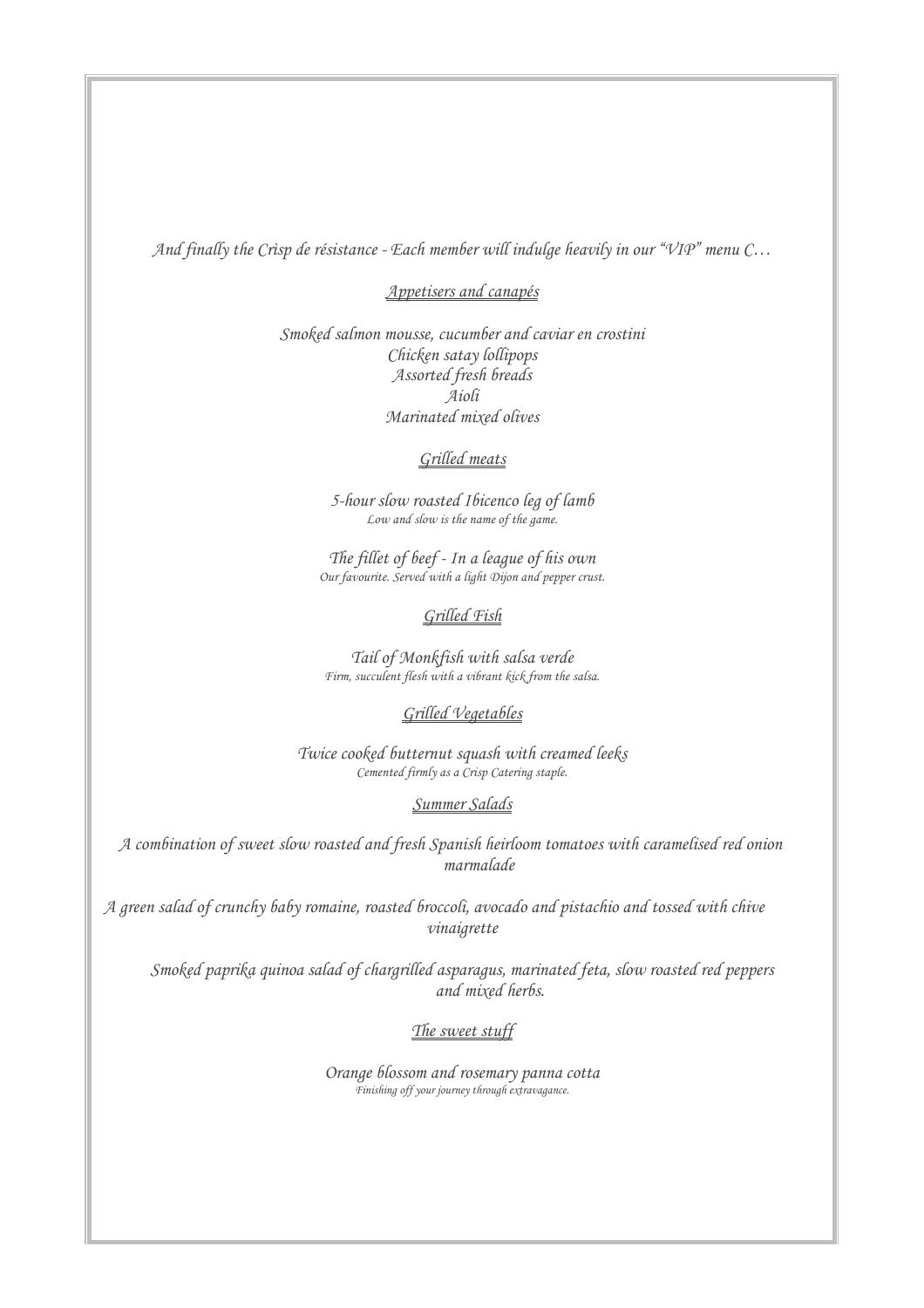*And finally the Crìsp de résistance - Each member will indulge heavily in our "VIP" menu C…*

## *Appetisers and canapés*

*Smoked salmon mousse, cucumber and caviar en crostini*
*Chicken satay lollipops*
*Assorted fresh breads*
*Aioli*
*Marinated mixed olives*

## *Grilled meats*

*5-hour slow roasted Ibicenco leg of lamb*
*Low and slow is the name of the game.*

*The fillet of beef - In a league of his own*
*Our favourite. Served with a light Dijon and pepper crust.*

## *Grilled Fish*

*Tail of Monkfish with salsa verde*
*Firm, succulent flesh with a vibrant kick from the salsa.*

## *Grilled Vegetables*

*Twice cooked butternut squash with creamed leeks*
*Cemented firmly as a Crisp Catering staple.*

## *Summer Salads*

*A combination of sweet slow roasted and fresh Spanish heirloom tomatoes with caramelised red onion marmalade*

*A green salad of crunchy baby romaine, roasted broccoli, avocado and pistachio and tossed with chive vinaigrette*

*Smoked paprika quinoa salad of chargrilled asparagus, marinated feta, slow roasted red peppers and mixed herbs.*

## *The sweet stuff*

*Orange blossom and rosemary panna cotta*
*Finishing off your journey through extravagance.*